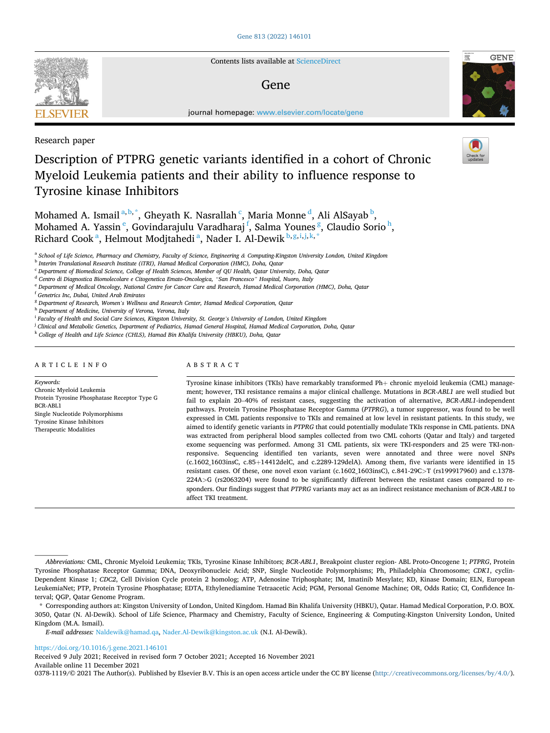Research paper

# Description of PTPRG genetic variants identified in a cohort of Chronic Myeloid Leukemia patients and their ability to influence response to Tyrosine kinase Inhibitors

Mohamed A. Ismail [a,b,*], Gheyath K. Nasrallah [c], Maria Monne [d], Ali AlSayab [b], Mohamed A. Yassin [e], Govindarajulu Varadharaj [f], Salma Younes [g], Claudio Sorio [h], Richard Cook [a], Helmout Modjtahedi [a], Nader I. Al-Dewik [b,g,i,j,k,*]

[a] School of Life Science, Pharmacy and Chemistry, Faculty of Science, Engineering & Computing-Kingston University London, United Kingdom
[b] Interim Translational Research Institute (iTRI), Hamad Medical Corporation (HMC), Doha, Qatar
[c] Department of Biomedical Science, College of Health Sciences, Member of QU Health, Qatar University, Doha, Qatar
[d] Centro di Diagnostica Biomolecolare e Citogenetica Emato-Oncologica, "San Francesco" Hospital, Nuoro, Italy
[e] Department of Medical Oncology, National Centre for Cancer Care and Research, Hamad Medical Corporation (HMC), Doha, Qatar
[f] Genetrics Inc, Dubai, United Arab Emirates
[g] Department of Research, Women's Wellness and Research Center, Hamad Medical Corporation, Qatar
[h] Department of Medicine, University of Verona, Verona, Italy
[i] Faculty of Health and Social Care Sciences, Kingston University, St. George's University of London, United Kingdom
[j] Clinical and Metabolic Genetics, Department of Pediatrics, Hamad General Hospital, Hamad Medical Corporation, Doha, Qatar
[k] College of Health and Life Science (CHLS), Hamad Bin Khalifa University (HBKU), Doha, Qatar

## ARTICLE INFO

*Keywords:*
Chronic Myeloid Leukemia
Protein Tyrosine Phosphatase Receptor Type G
BCR-ABL1
Single Nucleotide Polymorphisms
Tyrosine Kinase Inhibitors
Therapeutic Modalities

## ABSTRACT

Tyrosine kinase inhibitors (TKIs) have remarkably transformed Ph+ chronic myeloid leukemia (CML) management; however, TKI resistance remains a major clinical challenge. Mutations in *BCR-ABL1* are well studied but fail to explain 20–40% of resistant cases, suggesting the activation of alternative, *BCR-ABL1*-independent pathways. Protein Tyrosine Phosphatase Receptor Gamma (*PTPRG*), a tumor suppressor, was found to be well expressed in CML patients responsive to TKIs and remained at low level in resistant patients. In this study, we aimed to identify genetic variants in *PTPRG* that could potentially modulate TKIs response in CML patients. DNA was extracted from peripheral blood samples collected from two CML cohorts (Qatar and Italy) and targeted exome sequencing was performed. Among 31 CML patients, six were TKI-responders and 25 were TKI-non-responsive. Sequencing identified ten variants, seven were annotated and three were novel SNPs (c.1602_1603insC, c.85+14412delC, and c.2289-129delA). Among them, five variants were identified in 15 resistant cases. Of these, one novel exon variant (c.1602_1603insC), c.841-29C>T (rs199917960) and c.1378-224A>G (rs2063204) were found to be significantly different between the resistant cases compared to responders. Our findings suggest that *PTPRG* variants may act as an indirect resistance mechanism of *BCR-ABL1* to affect TKI treatment.

---

*Abbreviations:* CML, Chronic Myeloid Leukemia; TKIs, Tyrosine Kinase Inhibitors; *BCR-ABL1*, Breakpoint cluster region- ABL Proto-Oncogene 1; *PTPRG*, Protein Tyrosine Phosphatase Receptor Gamma; DNA, Deoxyribonucleic Acid; SNP, Single Nucleotide Polymorphisms; Ph, Philadelphia Chromosome; *CDK1*, cyclin-Dependent Kinase 1; *CDC2*, Cell Division Cycle protein 2 homolog; ATP, Adenosine Triphosphate; IM, Imatinib Mesylate; KD, Kinase Domain; ELN, European LeukemiaNet; PTP, Protein Tyrosine Phosphatase; EDTA, Ethylenediamine Tetraacetic Acid; PGM, Personal Genome Machine; OR, Odds Ratio; CI, Confidence Interval; QGP, Qatar Genome Program.

\* Corresponding authors at: Kingston University of London, United Kingdom. Hamad Bin Khalifa University (HBKU), Qatar. Hamad Medical Corporation, P.O. BOX. 3050, Qatar (N. Al-Dewik). School of Life Science, Pharmacy and Chemistry, Faculty of Science, Engineering & Computing-Kingston University London, United Kingdom (M.A. Ismail).

*E-mail addresses:* Naldewik@hamad.qa, Nader.Al-Dewik@kingston.ac.uk (N.I. Al-Dewik).

https://doi.org/10.1016/j.gene.2021.146101
Received 9 July 2021; Received in revised form 7 October 2021; Accepted 16 November 2021
Available online 11 December 2021
0378-1119/© 2021 The Author(s). Published by Elsevier B.V. This is an open access article under the CC BY license (http://creativecommons.org/licenses/by/4.0/).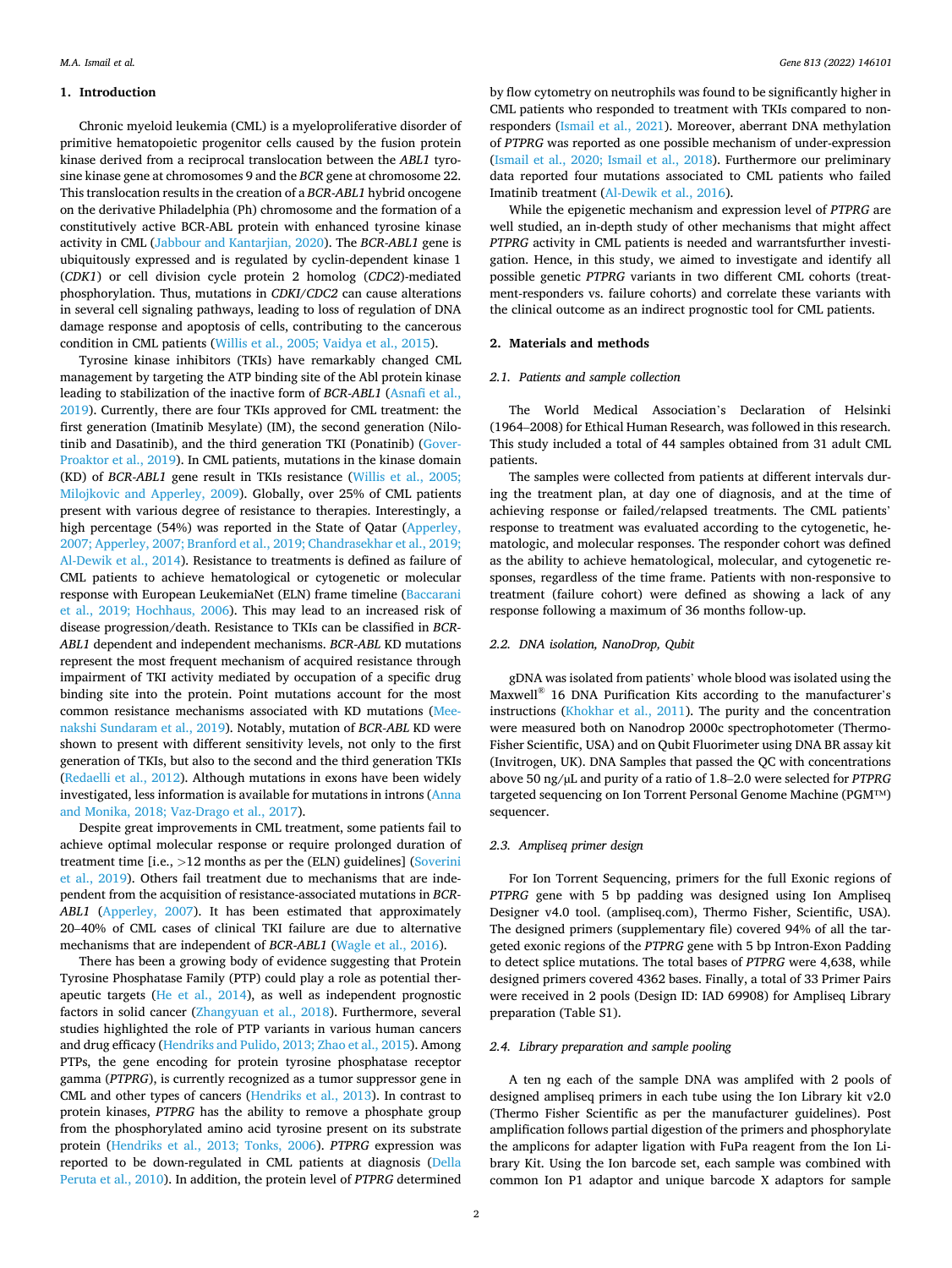## 1. Introduction

Chronic myeloid leukemia (CML) is a myeloproliferative disorder of primitive hematopoietic progenitor cells caused by the fusion protein kinase derived from a reciprocal translocation between the *ABL1* tyrosine kinase gene at chromosomes 9 and the *BCR* gene at chromosome 22. This translocation results in the creation of a *BCR-ABL1* hybrid oncogene on the derivative Philadelphia (Ph) chromosome and the formation of a constitutively active BCR-ABL protein with enhanced tyrosine kinase activity in CML (Jabbour and Kantarjian, 2020). The *BCR-ABL1* gene is ubiquitously expressed and is regulated by cyclin-dependent kinase 1 (*CDK1*) or cell division cycle protein 2 homolog (*CDC2*)-mediated phosphorylation. Thus, mutations in *CDKI/CDC2* can cause alterations in several cell signaling pathways, leading to loss of regulation of DNA damage response and apoptosis of cells, contributing to the cancerous condition in CML patients (Willis et al., 2005; Vaidya et al., 2015).

Tyrosine kinase inhibitors (TKIs) have remarkably changed CML management by targeting the ATP binding site of the Abl protein kinase leading to stabilization of the inactive form of *BCR-ABL1* (Asnafi et al., 2019). Currently, there are four TKIs approved for CML treatment: the first generation (Imatinib Mesylate) (IM), the second generation (Nilotinib and Dasatinib), and the third generation TKI (Ponatinib) (Gover-Proaktor et al., 2019). In CML patients, mutations in the kinase domain (KD) of *BCR-ABL1* gene result in TKIs resistance (Willis et al., 2005; Milojkovic and Apperley, 2009). Globally, over 25% of CML patients present with various degree of resistance to therapies. Interestingly, a high percentage (54%) was reported in the State of Qatar (Apperley, 2007; Apperley, 2007; Branford et al., 2019; Chandrasekhar et al., 2019; Al-Dewik et al., 2014). Resistance to treatments is defined as failure of CML patients to achieve hematological or cytogenetic or molecular response with European LeukemiaNet (ELN) frame timeline (Baccarani et al., 2019; Hochhaus, 2006). This may lead to an increased risk of disease progression/death. Resistance to TKIs can be classified in *BCR-ABL1* dependent and independent mechanisms. *BCR-ABL* KD mutations represent the most frequent mechanism of acquired resistance through impairment of TKI activity mediated by occupation of a specific drug binding site into the protein. Point mutations account for the most common resistance mechanisms associated with KD mutations (Meenakshi Sundaram et al., 2019). Notably, mutation of *BCR-ABL* KD were shown to present with different sensitivity levels, not only to the first generation of TKIs, but also to the second and the third generation TKIs (Redaelli et al., 2012). Although mutations in exons have been widely investigated, less information is available for mutations in introns (Anna and Monika, 2018; Vaz-Drago et al., 2017).

Despite great improvements in CML treatment, some patients fail to achieve optimal molecular response or require prolonged duration of treatment time [i.e., >12 months as per the (ELN) guidelines] (Soverini et al., 2019). Others fail treatment due to mechanisms that are independent from the acquisition of resistance-associated mutations in *BCR-ABL1* (Apperley, 2007). It has been estimated that approximately 20–40% of CML cases of clinical TKI failure are due to alternative mechanisms that are independent of *BCR-ABL1* (Wagle et al., 2016).

There has been a growing body of evidence suggesting that Protein Tyrosine Phosphatase Family (PTP) could play a role as potential therapeutic targets (He et al., 2014), as well as independent prognostic factors in solid cancer (Zhangyuan et al., 2018). Furthermore, several studies highlighted the role of PTP variants in various human cancers and drug efficacy (Hendriks and Pulido, 2013; Zhao et al., 2015). Among PTPs, the gene encoding for protein tyrosine phosphatase receptor gamma (*PTPRG*), is currently recognized as a tumor suppressor gene in CML and other types of cancers (Hendriks et al., 2013). In contrast to protein kinases, *PTPRG* has the ability to remove a phosphate group from the phosphorylated amino acid tyrosine present on its substrate protein (Hendriks et al., 2013; Tonks, 2006). *PTPRG* expression was reported to be down-regulated in CML patients at diagnosis (Della Peruta et al., 2010). In addition, the protein level of *PTPRG* determined by flow cytometry on neutrophils was found to be significantly higher in CML patients who responded to treatment with TKIs compared to non-responders (Ismail et al., 2021). Moreover, aberrant DNA methylation of *PTPRG* was reported as one possible mechanism of under-expression (Ismail et al., 2020; Ismail et al., 2018). Furthermore our preliminary data reported four mutations associated to CML patients who failed Imatinib treatment (Al-Dewik et al., 2016).

While the epigenetic mechanism and expression level of *PTPRG* are well studied, an in-depth study of other mechanisms that might affect *PTPRG* activity in CML patients is needed and warrantsfurther investigation. Hence, in this study, we aimed to investigate and identify all possible genetic *PTPRG* variants in two different CML cohorts (treatment-responders vs. failure cohorts) and correlate these variants with the clinical outcome as an indirect prognostic tool for CML patients.

## 2. Materials and methods

### 2.1. Patients and sample collection

The World Medical Association's Declaration of Helsinki (1964–2008) for Ethical Human Research, was followed in this research. This study included a total of 44 samples obtained from 31 adult CML patients.

The samples were collected from patients at different intervals during the treatment plan, at day one of diagnosis, and at the time of achieving response or failed/relapsed treatments. The CML patients' response to treatment was evaluated according to the cytogenetic, hematologic, and molecular responses. The responder cohort was defined as the ability to achieve hematological, molecular, and cytogenetic responses, regardless of the time frame. Patients with non-responsive to treatment (failure cohort) were defined as showing a lack of any response following a maximum of 36 months follow-up.

### 2.2. DNA isolation, NanoDrop, Qubit

gDNA was isolated from patients' whole blood was isolated using the Maxwell® 16 DNA Purification Kits according to the manufacturer's instructions (Khokhar et al., 2011). The purity and the concentration were measured both on Nanodrop 2000c spectrophotometer (ThermoFisher Scientific, USA) and on Qubit Fluorimeter using DNA BR assay kit (Invitrogen, UK). DNA Samples that passed the QC with concentrations above 50 ng/μL and purity of a ratio of 1.8–2.0 were selected for *PTPRG* targeted sequencing on Ion Torrent Personal Genome Machine (PGM™) sequencer.

### 2.3. Ampliseq primer design

For Ion Torrent Sequencing, primers for the full Exonic regions of *PTPRG* gene with 5 bp padding was designed using Ion Ampliseq Designer v4.0 tool. (ampliseq.com), Thermo Fisher, Scientific, USA). The designed primers (supplementary file) covered 94% of all the targeted exonic regions of the *PTPRG* gene with 5 bp Intron-Exon Padding to detect splice mutations. The total bases of *PTPRG* were 4,638, while designed primers covered 4362 bases. Finally, a total of 33 Primer Pairs were received in 2 pools (Design ID: IAD 69908) for Ampliseq Library preparation (Table S1).

### 2.4. Library preparation and sample pooling

A ten ng each of the sample DNA was amplified with 2 pools of designed ampliseq primers in each tube using the Ion Library kit v2.0 (Thermo Fisher Scientific as per the manufacturer guidelines). Post amplification follows partial digestion of the primers and phosphorylate the amplicons for adapter ligation with FuPa reagent from the Ion Library Kit. Using the Ion barcode set, each sample was combined with common Ion P1 adaptor and unique barcode X adaptors for sample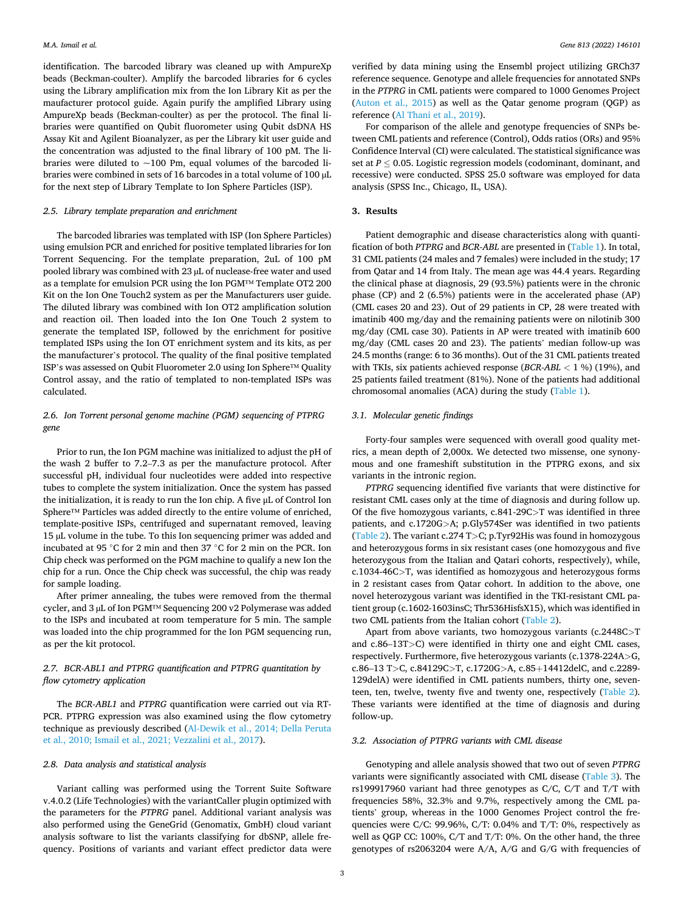identification. The barcoded library was cleaned up with AmpureXp beads (Beckman-coulter). Amplify the barcoded libraries for 6 cycles using the Library amplification mix from the Ion Library Kit as per the maufacturer protocol guide. Again purify the amplified Library using AmpureXp beads (Beckman-coulter) as per the protocol. The final libraries were quantified on Qubit fluorometer using Qubit dsDNA HS Assay Kit and Agilent Bioanalyzer, as per the Library kit user guide and the concentration was adjusted to the final library of 100 pM. The libraries were diluted to ~100 Pm, equal volumes of the barcoded libraries were combined in sets of 16 barcodes in a total volume of 100 µL for the next step of Library Template to Ion Sphere Particles (ISP).

### 2.5. Library template preparation and enrichment

The barcoded libraries was templated with ISP (Ion Sphere Particles) using emulsion PCR and enriched for positive templated libraries for Ion Torrent Sequencing. For the template preparation, 2uL of 100 pM pooled library was combined with 23 µL of nuclease-free water and used as a template for emulsion PCR using the Ion PGM™ Template OT2 200 Kit on the Ion One Touch2 system as per the Manufacturers user guide. The diluted library was combined with Ion OT2 amplification solution and reaction oil. Then loaded into the Ion One Touch 2 system to generate the templated ISP, followed by the enrichment for positive templated ISPs using the Ion OT enrichment system and its kits, as per the manufacturer's protocol. The quality of the final positive templated ISP's was assessed on Qubit Fluorometer 2.0 using Ion Sphere™ Quality Control assay, and the ratio of templated to non-templated ISPs was calculated.

### 2.6. Ion Torrent personal genome machine (PGM) sequencing of PTPRG gene

Prior to run, the Ion PGM machine was initialized to adjust the pH of the wash 2 buffer to 7.2–7.3 as per the manufacture protocol. After successful pH, individual four nucleotides were added into respective tubes to complete the system initialization. Once the system has passed the initialization, it is ready to run the Ion chip. A five µL of Control Ion Sphere™ Particles was added directly to the entire volume of enriched, template-positive ISPs, centrifuged and supernatant removed, leaving 15 µL volume in the tube. To this Ion sequencing primer was added and incubated at 95 °C for 2 min and then 37 °C for 2 min on the PCR. Ion Chip check was performed on the PGM machine to qualify a new Ion the chip for a run. Once the Chip check was successful, the chip was ready for sample loading.

After primer annealing, the tubes were removed from the thermal cycler, and 3 µL of Ion PGM™ Sequencing 200 v2 Polymerase was added to the ISPs and incubated at room temperature for 5 min. The sample was loaded into the chip programmed for the Ion PGM sequencing run, as per the kit protocol.

### 2.7. BCR-ABL1 and PTPRG quantification and PTPRG quantitation by flow cytometry application

The *BCR-ABL1* and *PTPRG* quantification were carried out via RT-PCR. PTPRG expression was also examined using the flow cytometry technique as previously described (Al-Dewik et al., 2014; Della Peruta et al., 2010; Ismail et al., 2021; Vezzalini et al., 2017).

### 2.8. Data analysis and statistical analysis

Variant calling was performed using the Torrent Suite Software v.4.0.2 (Life Technologies) with the variantCaller plugin optimized with the parameters for the *PTPRG* panel. Additional variant analysis was also performed using the GeneGrid (Genomatix, GmbH) cloud variant analysis software to list the variants classifying for dbSNP, allele frequency. Positions of variants and variant effect predictor data were verified by data mining using the Ensembl project utilizing GRCh37 reference sequence. Genotype and allele frequencies for annotated SNPs in the *PTPRG* in CML patients were compared to 1000 Genomes Project (Auton et al., 2015) as well as the Qatar genome program (QGP) as reference (Al Thani et al., 2019).

For comparison of the allele and genotype frequencies of SNPs between CML patients and reference (Control), Odds ratios (ORs) and 95% Confidence Interval (CI) were calculated. The statistical significance was set at $P \leq 0.05$. Logistic regression models (codominant, dominant, and recessive) were conducted. SPSS 25.0 software was employed for data analysis (SPSS Inc., Chicago, IL, USA).

## 3. Results

Patient demographic and disease characteristics along with quantification of both *PTPRG* and *BCR-ABL* are presented in (Table 1). In total, 31 CML patients (24 males and 7 females) were included in the study; 17 from Qatar and 14 from Italy. The mean age was 44.4 years. Regarding the clinical phase at diagnosis, 29 (93.5%) patients were in the chronic phase (CP) and 2 (6.5%) patients were in the accelerated phase (AP) (CML cases 20 and 23). Out of 29 patients in CP, 28 were treated with imatinib 400 mg/day and the remaining patients were on nilotinib 300 mg/day (CML case 30). Patients in AP were treated with imatinib 600 mg/day (CML cases 20 and 23). The patients' median follow-up was 24.5 months (range: 6 to 36 months). Out of the 31 CML patients treated with TKIs, six patients achieved response (*BCR-ABL* < 1 %) (19%), and 25 patients failed treatment (81%). None of the patients had additional chromosomal anomalies (ACA) during the study (Table 1).

### 3.1. Molecular genetic findings

Forty-four samples were sequenced with overall good quality metrics, a mean depth of 2,000x. We detected two missense, one synonymous and one frameshift substitution in the PTPRG exons, and six variants in the intronic region.

*PTPRG* sequencing identified five variants that were distinctive for resistant CML cases only at the time of diagnosis and during follow up. Of the five homozygous variants, c.841-29C>T was identified in three patients, and c.1720G>A; p.Gly574Ser was identified in two patients (Table 2). The variant c.274 T>C; p.Tyr92His was found in homozygous and heterozygous forms in six resistant cases (one homozygous and five heterozygous from the Italian and Qatari cohorts, respectively), while, c.1034-46C>T, was identified as homozygous and heterozygous forms in 2 resistant cases from Qatar cohort. In addition to the above, one novel heterozygous variant was identified in the TKI-resistant CML patient group (c.1602-1603insC; Thr536HisfsX15), which was identified in two CML patients from the Italian cohort (Table 2).

Apart from above variants, two homozygous variants (c.2448C>T and c.86–13T>C) were identified in thirty one and eight CML cases, respectively. Furthermore, five heterozygous variants (c.1378-224A>G, c.86–13 T>C, c.84129C>T, c.1720G>A, c.85+14412delC, and c.2289-129delA) were identified in CML patients numbers, thirty one, seventeen, ten, twelve, twenty five and twenty one, respectively (Table 2). These variants were identified at the time of diagnosis and during follow-up.

### 3.2. Association of PTPRG variants with CML disease

Genotyping and allele analysis showed that two out of seven *PTPRG* variants were significantly associated with CML disease (Table 3). The rs199917960 variant had three genotypes as C/C, C/T and T/T with frequencies 58%, 32.3% and 9.7%, respectively among the CML patients' group, whereas in the 1000 Genomes Project control the frequencies were C/C: 99.96%, C/T: 0.04% and T/T: 0%, respectively as well as QGP CC: 100%, C/T and T/T: 0%. On the other hand, the three genotypes of rs2063204 were A/A, A/G and G/G with frequencies of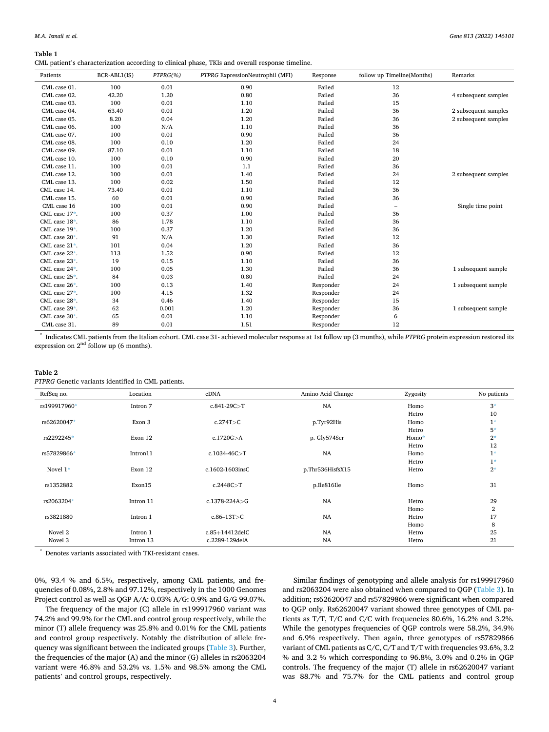**Table 1**

CML patient's characterization according to clinical phase, TKIs and overall response timeline.

| Patients | BCR-ABL1(IS) | *PTPRG*(%) | *PTPRG* ExpressionNeutrophil (MFI) | Response | follow up Timeline(Months) | Remarks |
|---|---|---|---|---|---|---|
| CML case 01. | 100 | 0.01 | 0.90 | Failed | 12 | |
| CML case 02. | 42.20 | 1.20 | 0.80 | Failed | 36 | 4 subsequent samples |
| CML case 03. | 100 | 0.01 | 1.10 | Failed | 15 | |
| CML case 04. | 63.40 | 0.01 | 1.20 | Failed | 36 | 2 subsequent samples |
| CML case 05. | 8.20 | 0.04 | 1.20 | Failed | 36 | 2 subsequent samples |
| CML case 06. | 100 | N/A | 1.10 | Failed | 36 | |
| CML case 07. | 100 | 0.01 | 0.90 | Failed | 36 | |
| CML case 08. | 100 | 0.10 | 1.20 | Failed | 24 | |
| CML case 09. | 87.10 | 0.01 | 1.10 | Failed | 18 | |
| CML case 10. | 100 | 0.10 | 0.90 | Failed | 20 | |
| CML case 11. | 100 | 0.01 | 1.1 | Failed | 36 | |
| CML case 12. | 100 | 0.01 | 1.40 | Failed | 24 | 2 subsequent samples |
| CML case 13. | 100 | 0.02 | 1.50 | Failed | 12 | |
| CML case 14. | 73.40 | 0.01 | 1.10 | Failed | 36 | |
| CML case 15. | 60 | 0.01 | 0.90 | Failed | 36 | |
| CML case 16 | 100 | 0.01 | 0.90 | Failed | – | Single time point |
| CML case 17*. | 100 | 0.37 | 1.00 | Failed | 36 | |
| CML case 18*. | 86 | 1.78 | 1.10 | Failed | 36 | |
| CML case 19*. | 100 | 0.37 | 1.20 | Failed | 36 | |
| CML case 20*. | 91 | N/A | 1.30 | Failed | 12 | |
| CML case 21*. | 101 | 0.04 | 1.20 | Failed | 36 | |
| CML case 22*. | 113 | 1.52 | 0.90 | Failed | 12 | |
| CML case 23*. | 19 | 0.15 | 1.10 | Failed | 36 | |
| CML case 24*. | 100 | 0.05 | 1.30 | Failed | 36 | 1 subsequent sample |
| CML case 25*. | 84 | 0.03 | 0.80 | Failed | 24 | |
| CML case 26*. | 100 | 0.13 | 1.40 | Responder | 24 | 1 subsequent sample |
| CML case 27*. | 100 | 4.15 | 1.32 | Responder | 24 | |
| CML case 28*. | 34 | 0.46 | 1.40 | Responder | 15 | |
| CML case 29*. | 62 | 0.001 | 1.20 | Responder | 36 | 1 subsequent sample |
| CML case 30*. | 65 | 0.01 | 1.10 | Responder | 6 | |
| CML case 31. | 89 | 0.01 | 1.51 | Responder | 12 | |

\* Indicates CML patients from the Italian cohort. CML case 31- achieved molecular response at 1st follow up (3 months), while *PTPRG* protein expression restored its expression on 2[nd] follow up (6 months).

**Table 2**

*PTPRG* Genetic variants identified in CML patients.

| RefSeq no. | Location | cDNA | Amino Acid Change | Zygosity | No patients |
|---|---|---|---|---|---|
| rs199917960* | Intron 7 | c.841-29C>T | NA | Homo | 3* |
| | | | | Hetro | 10 |
| rs62620047* | Exon 3 | c.274T>C | p.Tyr92His | Homo | 1* |
| | | | | Hetro | 5* |
| rs2292245* | Exon 12 | c.1720G>A | p. Gly574Ser | Homo* | 2* |
| | | | | Hetro | 12 |
| rs57829866* | Intron11 | c.1034-46C>T | NA | Homo | 1* |
| | | | | Hetro | 1* |
| Novel 1* | Exon 12 | c.1602-1603insC | p.Thr536HisfsX15 | Hetro | 2* |
| rs1352882 | Exon15 | c.2448C>T | p.Ile816Ile | Homo | 31 |
| rs2063204* | Intron 11 | c.1378-224A>G | NA | Hetro | 29 |
| | | | | Homo | 2 |
| rs3821880 | Intron 1 | c.86–13T>C | NA | Hetro | 17 |
| | | | | Homo | 8 |
| Novel 2 | Intron 1 | c.85+14412delC | NA | Hetro | 25 |
| Novel 3 | Intron 13 | c.2289-129delA | NA | Hetro | 21 |

\* Denotes variants associated with TKI-resistant cases.

0%, 93.4 % and 6.5%, respectively, among CML patients, and frequencies of 0.08%, 2.8% and 97.12%, respectively in the 1000 Genomes Project control as well as QGP A/A: 0.03% A/G: 0.9% and G/G 99.07%.

The frequency of the major (C) allele in rs199917960 variant was 74.2% and 99.9% for the CML and control group respectively, while the minor (T) allele frequency was 25.8% and 0.01% for the CML patients and control group respectively. Notably the distribution of allele frequency was significant between the indicated groups (Table 3). Further, the frequencies of the major (A) and the minor (G) alleles in rs2063204 variant were 46.8% and 53.2% vs. 1.5% and 98.5% among the CML patients' and control groups, respectively.

Similar findings of genotyping and allele analysis for rs199917960 and rs2063204 were also obtained when compared to QGP (Table 3). In addition; rs62620047 and rs57829866 were significant when compared to QGP only. Rs62620047 variant showed three genotypes of CML patients as T/T, T/C and C/C with frequencies 80.6%, 16.2% and 3.2%. While the genotypes frequencies of QGP controls were 58.2%, 34.9% and 6.9% respectively. Then again, three genotypes of rs57829866 variant of CML patients as C/C, C/T and T/T with frequencies 93.6%, 3.2 % and 3.2 % which corresponding to 96.8%, 3.0% and 0.2% in QGP controls. The frequency of the major (T) allele in rs62620047 variant was 88.7% and 75.7% for the CML patients and control group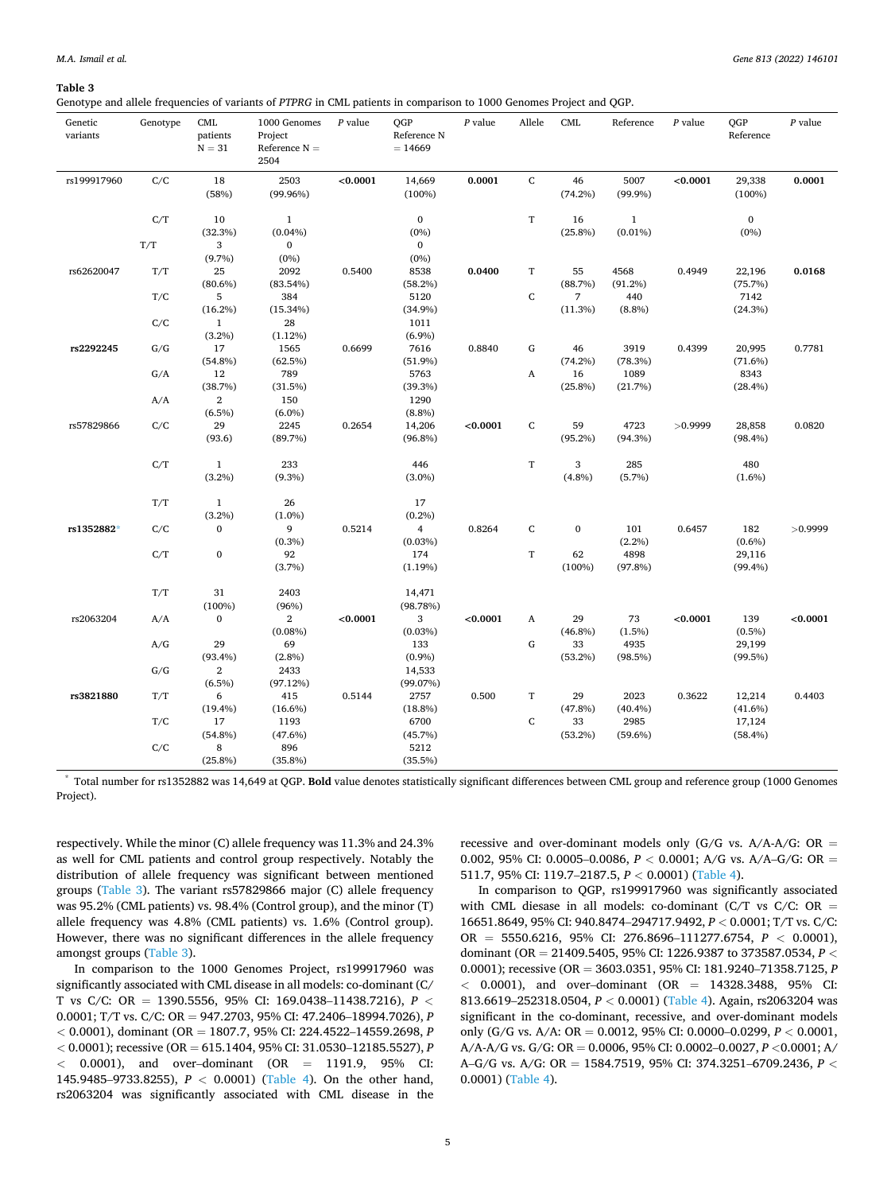**Table 3**
Genotype and allele frequencies of variants of *PTPRG* in CML patients in comparison to 1000 Genomes Project and QGP.

| Genetic variants | Genotype | CML patients N = 31 | 1000 Genomes Project Reference N = 2504 | P value | QGP Reference N = 14669 | P value | Allele | CML | Reference | P value | QGP Reference | P value |
|---|---|---|---|---|---|---|---|---|---|---|---|---|
| rs199917960 | C/C | 18 (58%) | 2503 (99.96%) | **<0.0001** | 14,669 (100%) | **0.0001** | C | 46 (74.2%) | 5007 (99.9%) | **<0.0001** | 29,338 (100%) | **0.0001** |
| | C/T | 10 (32.3%) | 1 (0.04%) | | 0 (0%) | | T | 16 (25.8%) | 1 (0.01%) | | 0 (0%) | |
| | T/T | 3 (9.7%) | 0 (0%) | | 0 (0%) | | | | | | | |
| rs62620047 | T/T | 25 (80.6%) | 2092 (83.54%) | 0.5400 | 8538 (58.2%) | **0.0400** | T | 55 (88.7%) | 4568 (91.2%) | 0.4949 | 22,196 (75.7%) | **0.0168** |
| | T/C | 5 (16.2%) | 384 (15.34%) | | 5120 (34.9%) | | C | 7 (11.3%) | 440 (8.8%) | | 7142 (24.3%) | |
| | C/C | 1 (3.2%) | 28 (1.12%) | | 1011 (6.9%) | | | | | | | |
| **rs2292245** | G/G | 17 (54.8%) | 1565 (62.5%) | 0.6699 | 7616 (51.9%) | 0.8840 | G | 46 (74.2%) | 3919 (78.3%) | 0.4399 | 20,995 (71.6%) | 0.7781 |
| | G/A | 12 (38.7%) | 789 (31.5%) | | 5763 (39.3%) | | A | 16 (25.8%) | 1089 (21.7%) | | 8343 (28.4%) | |
| | A/A | 2 (6.5%) | 150 (6.0%) | | 1290 (8.8%) | | | | | | | |
| rs57829866 | C/C | 29 (93.6) | 2245 (89.7%) | 0.2654 | 14,206 (96.8%) | **<0.0001** | C | 59 (95.2%) | 4723 (94.3%) | >0.9999 | 28,858 (98.4%) | 0.0820 |
| | C/T | 1 (3.2%) | 233 (9.3%) | | 446 (3.0%) | | T | 3 (4.8%) | 285 (5.7%) | | 480 (1.6%) | |
| | T/T | 1 (3.2%) | 26 (1.0%) | | 17 (0.2%) | | | | | | | |
| **rs1352882*** | C/C | 0 | 9 (0.3%) | 0.5214 | 4 (0.03%) | 0.8264 | C | 0 | 101 (2.2%) | 0.6457 | 182 (0.6%) | >0.9999 |
| | C/T | 0 | 92 (3.7%) | | 174 (1.19%) | | T | 62 (100%) | 4898 (97.8%) | | 29,116 (99.4%) | |
| | T/T | 31 (100%) | 2403 (96%) | | 14,471 (98.78%) | | | | | | | |
| rs2063204 | A/A | 0 | 2 (0.08%) | **<0.0001** | 3 (0.03%) | **<0.0001** | A | 29 (46.8%) | 73 (1.5%) | **<0.0001** | 139 (0.5%) | **<0.0001** |
| | A/G | 29 (93.4%) | 69 (2.8%) | | 133 (0.9%) | | G | 33 (53.2%) | 4935 (98.5%) | | 29,199 (99.5%) | |
| | G/G | 2 (6.5%) | 2433 (97.12%) | | 14,533 (99.07%) | | | | | | | |
| **rs3821880** | T/T | 6 (19.4%) | 415 (16.6%) | 0.5144 | 2757 (18.8%) | 0.500 | T | 29 (47.8%) | 2023 (40.4%) | 0.3622 | 12,214 (41.6%) | 0.4403 |
| | T/C | 17 (54.8%) | 1193 (47.6%) | | 6700 (45.7%) | | C | 33 (53.2%) | 2985 (59.6%) | | 17,124 (58.4%) | |
| | C/C | 8 (25.8%) | 896 (35.8%) | | 5212 (35.5%) | | | | | | | |

\* Total number for rs1352882 was 14,649 at QGP. **Bold** value denotes statistically significant differences between CML group and reference group (1000 Genomes Project).

respectively. While the minor (C) allele frequency was 11.3% and 24.3% as well for CML patients and control group respectively. Notably the distribution of allele frequency was significant between mentioned groups (Table 3). The variant rs57829866 major (C) allele frequency was 95.2% (CML patients) vs. 98.4% (Control group), and the minor (T) allele frequency was 4.8% (CML patients) vs. 1.6% (Control group). However, there was no significant differences in the allele frequency amongst groups (Table 3).

In comparison to the 1000 Genomes Project, rs199917960 was significantly associated with CML disease in all models: co-dominant (C/T vs C/C: OR = 1390.5556, 95% CI: 169.0438–11438.7216), $P < 0.0001$; T/T vs. C/C: OR = 947.2703, 95% CI: 47.2406–18994.7026), $P < 0.0001$), dominant (OR = 1807.7, 95% CI: 224.4522–14559.2698, $P < 0.0001$); recessive (OR = 615.1404, 95% CI: 31.0530–12185.5527), $P < 0.0001$), and over–dominant (OR = 1191.9, 95% CI: 145.9485–9733.8255), $P < 0.0001$) (Table 4). On the other hand, rs2063204 was significantly associated with CML disease in the recessive and over-dominant models only (G/G vs. A/A-A/G: OR = 0.002, 95% CI: 0.0005–0.0086, $P < 0.0001$; A/G vs. A/A–G/G: OR = 511.7, 95% CI: 119.7–2187.5, $P < 0.0001$) (Table 4).

In comparison to QGP, rs199917960 was significantly associated with CML disease in all models: co-dominant (C/T vs C/C: OR = 16651.8649, 95% CI: 940.8474–294717.9492, $P < 0.0001$; T/T vs. C/C: OR = 5550.6216, 95% CI: 276.8696–111277.6754, $P < 0.0001$), dominant (OR = 21409.5405, 95% CI: 1226.9387 to 373587.0534, $P < 0.0001$); recessive (OR = 3603.0351, 95% CI: 181.9240–71358.7125, $P < 0.0001$), and over–dominant (OR = 14328.3488, 95% CI: 813.6619–252318.0504, $P < 0.0001$) (Table 4). Again, rs2063204 was significant in the co-dominant, recessive, and over-dominant models only (G/G vs. A/A: OR = 0.0012, 95% CI: 0.0000–0.0299, $P < 0.0001$, A/A-A/G vs. G/G: OR = 0.0006, 95% CI: 0.0002–0.0027, $P < 0.0001$; A/A–G/G vs. A/G: OR = 1584.7519, 95% CI: 374.3251–6709.2436, $P < 0.0001$) (Table 4).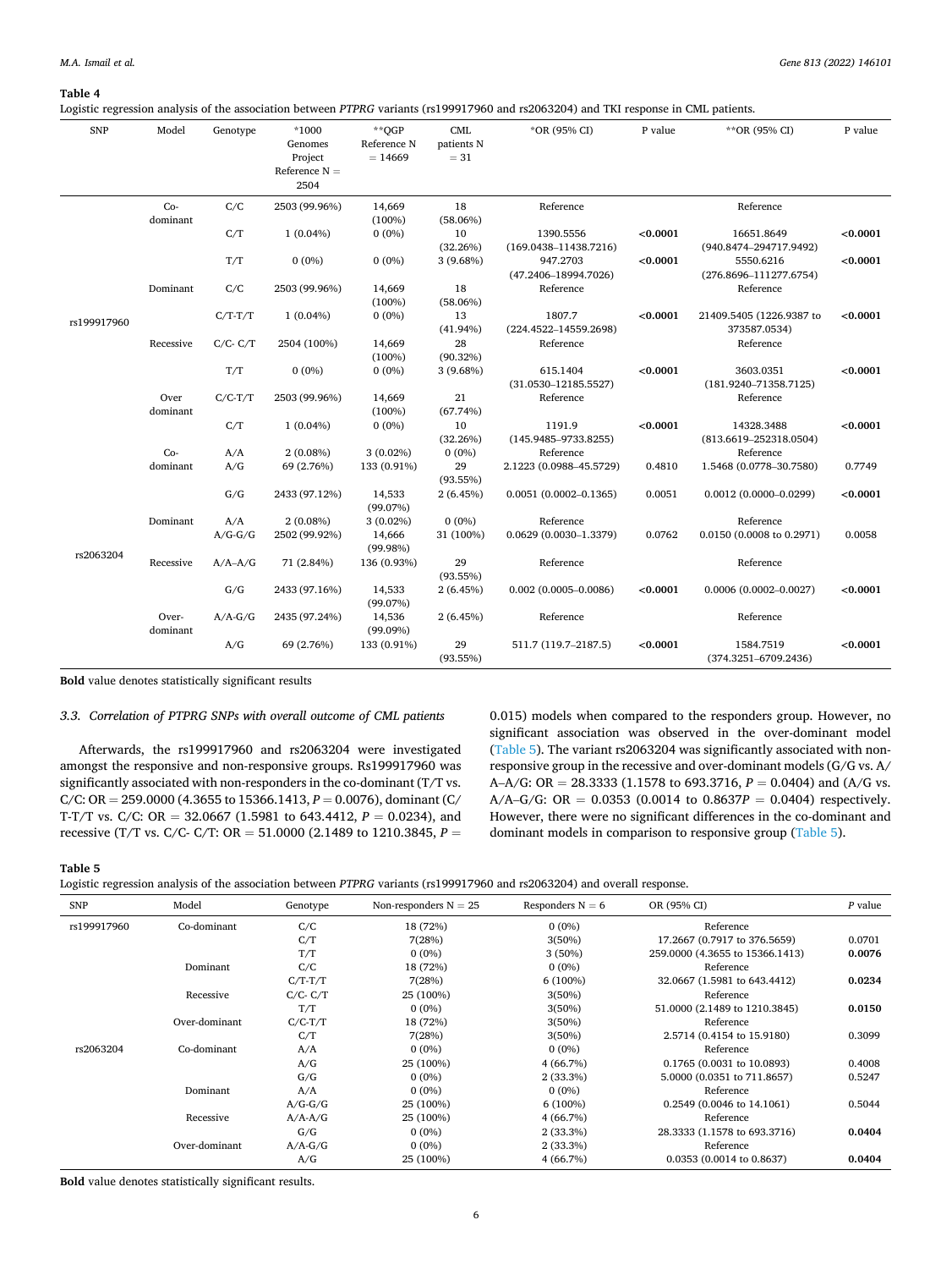**Table 4**

Logistic regression analysis of the association between *PTPRG* variants (rs199917960 and rs2063204) and TKI response in CML patients.

| SNP | Model | Genotype | *1000 Genomes Project Reference N = 2504 | **QGP Reference N = 14669 | CML patients N = 31 | *OR (95% CI) | P value | **OR (95% CI) | P value |
|---|---|---|---|---|---|---|---|---|---|
| rs199917960 | Co-dominant | C/C | 2503 (99.96%) | 14,669 (100%) | 18 (58.06%) | Reference | | Reference | |
| | | C/T | 1 (0.04%) | 0 (0%) | 10 (32.26%) | 1390.5556 (169.0438–11438.7216) | **<0.0001** | 16651.8649 (940.8474–294717.9492) | **<0.0001** |
| | | T/T | 0 (0%) | 0 (0%) | 3 (9.68%) | 947.2703 (47.2406–18994.7026) | **<0.0001** | 5550.6216 (276.8696–111277.6754) | **<0.0001** |
| | Dominant | C/C | 2503 (99.96%) | 14,669 (100%) | 18 (58.06%) | Reference | | Reference | |
| | | C/T-T/T | 1 (0.04%) | 0 (0%) | 13 (41.94%) | 1807.7 (224.4522–14559.2698) | **<0.0001** | 21409.5405 (1226.9387 to 373587.0534) | **<0.0001** |
| | Recessive | C/C- C/T | 2504 (100%) | 14,669 (100%) | 28 (90.32%) | Reference | | Reference | |
| | | T/T | 0 (0%) | 0 (0%) | 3 (9.68%) | 615.1404 (31.0530–12185.5527) | **<0.0001** | 3603.0351 (181.9240–71358.7125) | **<0.0001** |
| | Over dominant | C/C-T/T | 2503 (99.96%) | 14,669 (100%) | 21 (67.74%) | Reference | | Reference | |
| | | C/T | 1 (0.04%) | 0 (0%) | 10 (32.26%) | 1191.9 (145.9485–9733.8255) | **<0.0001** | 14328.3488 (813.6619–252318.0504) | **<0.0001** |
| rs2063204 | Co-dominant | A/A | 2 (0.08%) | 3 (0.02%) | 0 (0%) | Reference | | Reference | |
| | | A/G | 69 (2.76%) | 133 (0.91%) | 29 (93.55%) | 2.1223 (0.0988–45.5729) | 0.4810 | 1.5468 (0.0778–30.7580) | 0.7749 |
| | | G/G | 2433 (97.12%) | 14,533 (99.07%) | 2 (6.45%) | 0.0051 (0.0002–0.1365) | 0.0051 | 0.0012 (0.0000–0.0299) | **<0.0001** |
| | Dominant | A/A | 2 (0.08%) | 3 (0.02%) | 0 (0%) | Reference | | Reference | |
| | | A/G-G/G | 2502 (99.92%) | 14,666 (99.98%) | 31 (100%) | 0.0629 (0.0030–1.3379) | 0.0762 | 0.0150 (0.0008 to 0.2971) | 0.0058 |
| | Recessive | A/A–A/G | 71 (2.84%) | 136 (0.93%) | 29 (93.55%) | Reference | | Reference | |
| | | G/G | 2433 (97.16%) | 14,533 (99.07%) | 2 (6.45%) | 0.002 (0.0005–0.0086) | **<0.0001** | 0.0006 (0.0002–0.0027) | **<0.0001** |
| | Over-dominant | A/A-G/G | 2435 (97.24%) | 14,536 (99.09%) | 2 (6.45%) | Reference | | Reference | |
| | | A/G | 69 (2.76%) | 133 (0.91%) | 29 (93.55%) | 511.7 (119.7–2187.5) | **<0.0001** | 1584.7519 (374.3251–6709.2436) | **<0.0001** |

**Bold** value denotes statistically significant results

### 3.3. Correlation of PTPRG SNPs with overall outcome of CML patients

Afterwards, the rs199917960 and rs2063204 were investigated amongst the responsive and non-responsive groups. Rs199917960 was significantly associated with non-responders in the co-dominant (T/T vs. C/C: OR = 259.0000 (4.3655 to 15366.1413, $P = 0.0076$), dominant (C/T-T/T vs. C/C: OR = 32.0667 (1.5981 to 643.4412, $P = 0.0234$), and recessive (T/T vs. C/C- C/T: OR = 51.0000 (2.1489 to 1210.3845, $P = 0.015$) models when compared to the responders group. However, no significant association was observed in the over-dominant model (Table 5). The variant rs2063204 was significantly associated with non-responsive group in the recessive and over-dominant models (G/G vs. A/A–A/G: OR = 28.3333 (1.1578 to 693.3716, $P = 0.0404$) and (A/G vs. A/A–G/G: OR = 0.0353 (0.0014 to 0.8637$P = 0.0404$) respectively. However, there were no significant differences in the co-dominant and dominant models in comparison to responsive group (Table 5).

**Table 5**

Logistic regression analysis of the association between *PTPRG* variants (rs199917960 and rs2063204) and overall response.

| SNP | Model | Genotype | Non-responders N = 25 | Responders N = 6 | OR (95% CI) | *P* value |
|---|---|---|---|---|---|---|
| rs199917960 | Co-dominant | C/C | 18 (72%) | 0 (0%) | Reference | |
| | | C/T | 7(28%) | 3(50%) | 17.2667 (0.7917 to 376.5659) | 0.0701 |
| | | T/T | 0 (0%) | 3 (50%) | 259.0000 (4.3655 to 15366.1413) | **0.0076** |
| | Dominant | C/C | 18 (72%) | 0 (0%) | Reference | |
| | | C/T-T/T | 7(28%) | 6 (100%) | 32.0667 (1.5981 to 643.4412) | **0.0234** |
| | Recessive | C/C- C/T | 25 (100%) | 3(50%) | Reference | |
| | | T/T | 0 (0%) | 3(50%) | 51.0000 (2.1489 to 1210.3845) | **0.0150** |
| | Over-dominant | C/C-T/T | 18 (72%) | 3(50%) | Reference | |
| | | C/T | 7(28%) | 3(50%) | 2.5714 (0.4154 to 15.9180) | 0.3099 |
| rs2063204 | Co-dominant | A/A | 0 (0%) | 0 (0%) | Reference | |
| | | A/G | 25 (100%) | 4 (66.7%) | 0.1765 (0.0031 to 10.0893) | 0.4008 |
| | | G/G | 0 (0%) | 2 (33.3%) | 5.0000 (0.0351 to 711.8657) | 0.5247 |
| | Dominant | A/A | 0 (0%) | 0 (0%) | Reference | |
| | | A/G-G/G | 25 (100%) | 6 (100%) | 0.2549 (0.0046 to 14.1061) | 0.5044 |
| | Recessive | A/A-A/G | 25 (100%) | 4 (66.7%) | Reference | |
| | | G/G | 0 (0%) | 2 (33.3%) | 28.3333 (1.1578 to 693.3716) | **0.0404** |
| | Over-dominant | A/A-G/G | 0 (0%) | 2 (33.3%) | Reference | |
| | | A/G | 25 (100%) | 4 (66.7%) | 0.0353 (0.0014 to 0.8637) | **0.0404** |

**Bold** value denotes statistically significant results.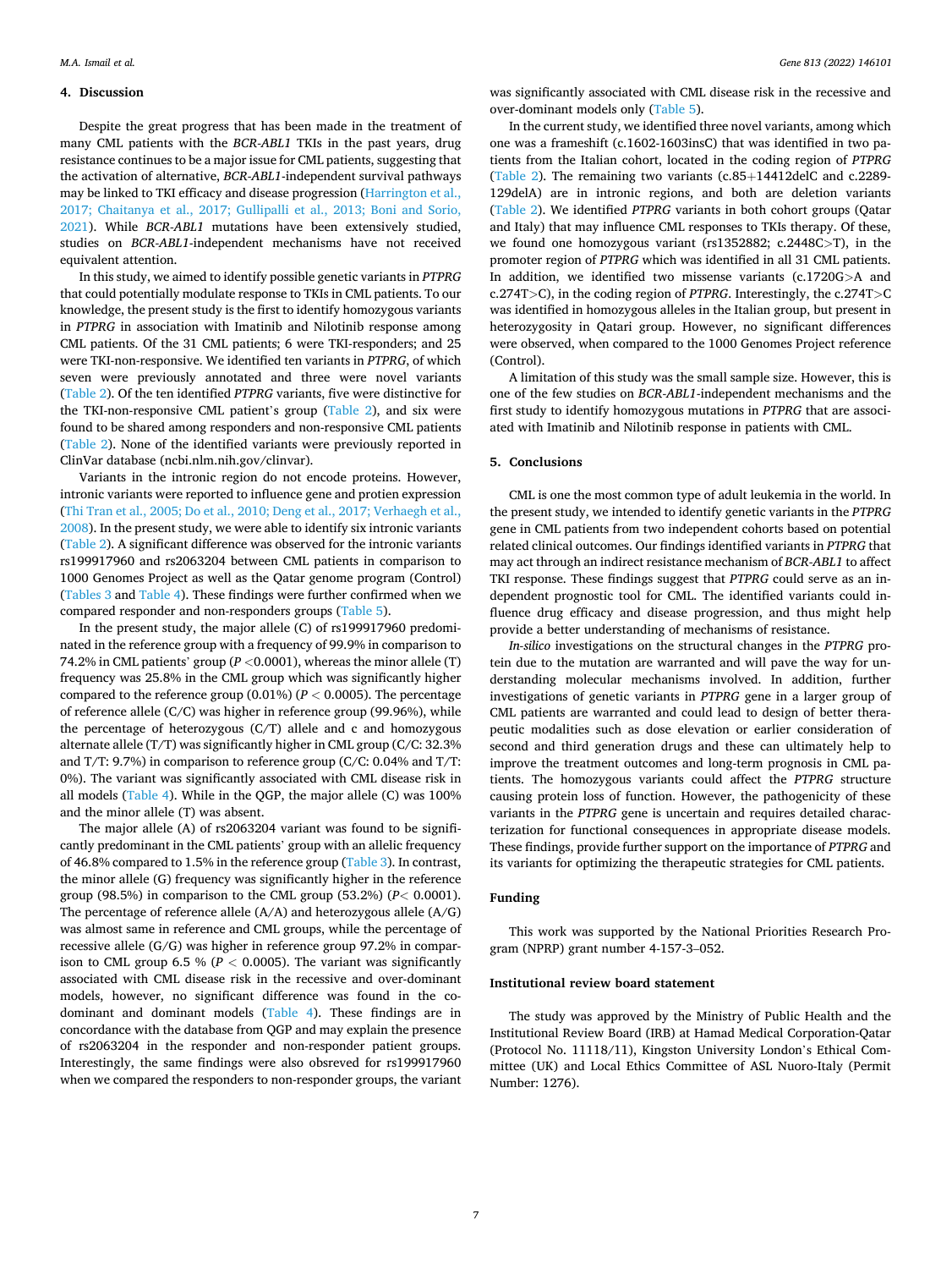## 4. Discussion

Despite the great progress that has been made in the treatment of many CML patients with the *BCR-ABL1* TKIs in the past years, drug resistance continues to be a major issue for CML patients, suggesting that the activation of alternative, *BCR-ABL1*-independent survival pathways may be linked to TKI efficacy and disease progression (Harrington et al., 2017; Chaitanya et al., 2017; Gullipalli et al., 2013; Boni and Sorio, 2021). While *BCR-ABL1* mutations have been extensively studied, studies on *BCR-ABL1*-independent mechanisms have not received equivalent attention.

In this study, we aimed to identify possible genetic variants in *PTPRG* that could potentially modulate response to TKIs in CML patients. To our knowledge, the present study is the first to identify homozygous variants in *PTPRG* in association with Imatinib and Nilotinib response among CML patients. Of the 31 CML patients; 6 were TKI-responders; and 25 were TKI-non-responsive. We identified ten variants in *PTPRG*, of which seven were previously annotated and three were novel variants (Table 2). Of the ten identified *PTPRG* variants, five were distinctive for the TKI-non-responsive CML patient's group (Table 2), and six were found to be shared among responders and non-responsive CML patients (Table 2). None of the identified variants were previously reported in ClinVar database (ncbi.nlm.nih.gov/clinvar).

Variants in the intronic region do not encode proteins. However, intronic variants were reported to influence gene and protien expression (Thi Tran et al., 2005; Do et al., 2010; Deng et al., 2017; Verhaegh et al., 2008). In the present study, we were able to identify six intronic variants (Table 2). A significant difference was observed for the intronic variants rs199917960 and rs2063204 between CML patients in comparison to 1000 Genomes Project as well as the Qatar genome program (Control) (Tables 3 and Table 4). These findings were further confirmed when we compared responder and non-responders groups (Table 5).

In the present study, the major allele (C) of rs199917960 predominated in the reference group with a frequency of 99.9% in comparison to 74.2% in CML patients' group ($P$ <0.0001), whereas the minor allele (T) frequency was 25.8% in the CML group which was significantly higher compared to the reference group (0.01%) ($P$ < 0.0005). The percentage of reference allele (C/C) was higher in reference group (99.96%), while the percentage of heterozygous (C/T) allele and c and homozygous alternate allele (T/T) was significantly higher in CML group (C/C: 32.3% and T/T: 9.7%) in comparison to reference group (C/C: 0.04% and T/T: 0%). The variant was significantly associated with CML disease risk in all models (Table 4). While in the QGP, the major allele (C) was 100% and the minor allele (T) was absent.

The major allele (A) of rs2063204 variant was found to be significantly predominant in the CML patients' group with an allelic frequency of 46.8% compared to 1.5% in the reference group (Table 3). In contrast, the minor allele (G) frequency was significantly higher in the reference group (98.5%) in comparison to the CML group (53.2%) ($P$< 0.0001). The percentage of reference allele (A/A) and heterozygous allele (A/G) was almost same in reference and CML groups, while the percentage of recessive allele (G/G) was higher in reference group 97.2% in comparison to CML group 6.5 % ($P$ < 0.0005). The variant was significantly associated with CML disease risk in the recessive and over-dominant models, however, no significant difference was found in the co-dominant and dominant models (Table 4). These findings are in concordance with the database from QGP and may explain the presence of rs2063204 in the responder and non-responder patient groups. Interestingly, the same findings were also obsreved for rs199917960 when we compared the responders to non-responder groups, the variant was significantly associated with CML disease risk in the recessive and over-dominant models only (Table 5).

In the current study, we identified three novel variants, among which one was a frameshift (c.1602-1603insC) that was identified in two patients from the Italian cohort, located in the coding region of *PTPRG* (Table 2). The remaining two variants (c.85+14412delC and c.2289-129delA) are in intronic regions, and both are deletion variants (Table 2). We identified *PTPRG* variants in both cohort groups (Qatar and Italy) that may influence CML responses to TKIs therapy. Of these, we found one homozygous variant (rs1352882; c.2448C>T), in the promoter region of *PTPRG* which was identified in all 31 CML patients. In addition, we identified two missense variants (c.1720G>A and c.274T>C), in the coding region of *PTPRG*. Interestingly, the c.274T>C was identified in homozygous alleles in the Italian group, but present in heterozygosity in Qatari group. However, no significant differences were observed, when compared to the 1000 Genomes Project reference (Control).

A limitation of this study was the small sample size. However, this is one of the few studies on *BCR-ABL1*-independent mechanisms and the first study to identify homozygous mutations in *PTPRG* that are associated with Imatinib and Nilotinib response in patients with CML.

## 5. Conclusions

CML is one the most common type of adult leukemia in the world. In the present study, we intended to identify genetic variants in the *PTPRG* gene in CML patients from two independent cohorts based on potential related clinical outcomes. Our findings identified variants in *PTPRG* that may act through an indirect resistance mechanism of *BCR-ABL1* to affect TKI response. These findings suggest that *PTPRG* could serve as an independent prognostic tool for CML. The identified variants could influence drug efficacy and disease progression, and thus might help provide a better understanding of mechanisms of resistance.

*In-silico* investigations on the structural changes in the *PTPRG* protein due to the mutation are warranted and will pave the way for understanding molecular mechanisms involved. In addition, further investigations of genetic variants in *PTPRG* gene in a larger group of CML patients are warranted and could lead to design of better therapeutic modalities such as dose elevation or earlier consideration of second and third generation drugs and these can ultimately help to improve the treatment outcomes and long-term prognosis in CML patients. The homozygous variants could affect the *PTPRG* structure causing protein loss of function. However, the pathogenicity of these variants in the *PTPRG* gene is uncertain and requires detailed characterization for functional consequences in appropriate disease models. These findings, provide further support on the importance of *PTPRG* and its variants for optimizing the therapeutic strategies for CML patients.

### Funding

This work was supported by the National Priorities Research Program (NPRP) grant number 4-157-3–052.

### Institutional review board statement

The study was approved by the Ministry of Public Health and the Institutional Review Board (IRB) at Hamad Medical Corporation-Qatar (Protocol No. 11118/11), Kingston University London's Ethical Committee (UK) and Local Ethics Committee of ASL Nuoro-Italy (Permit Number: 1276).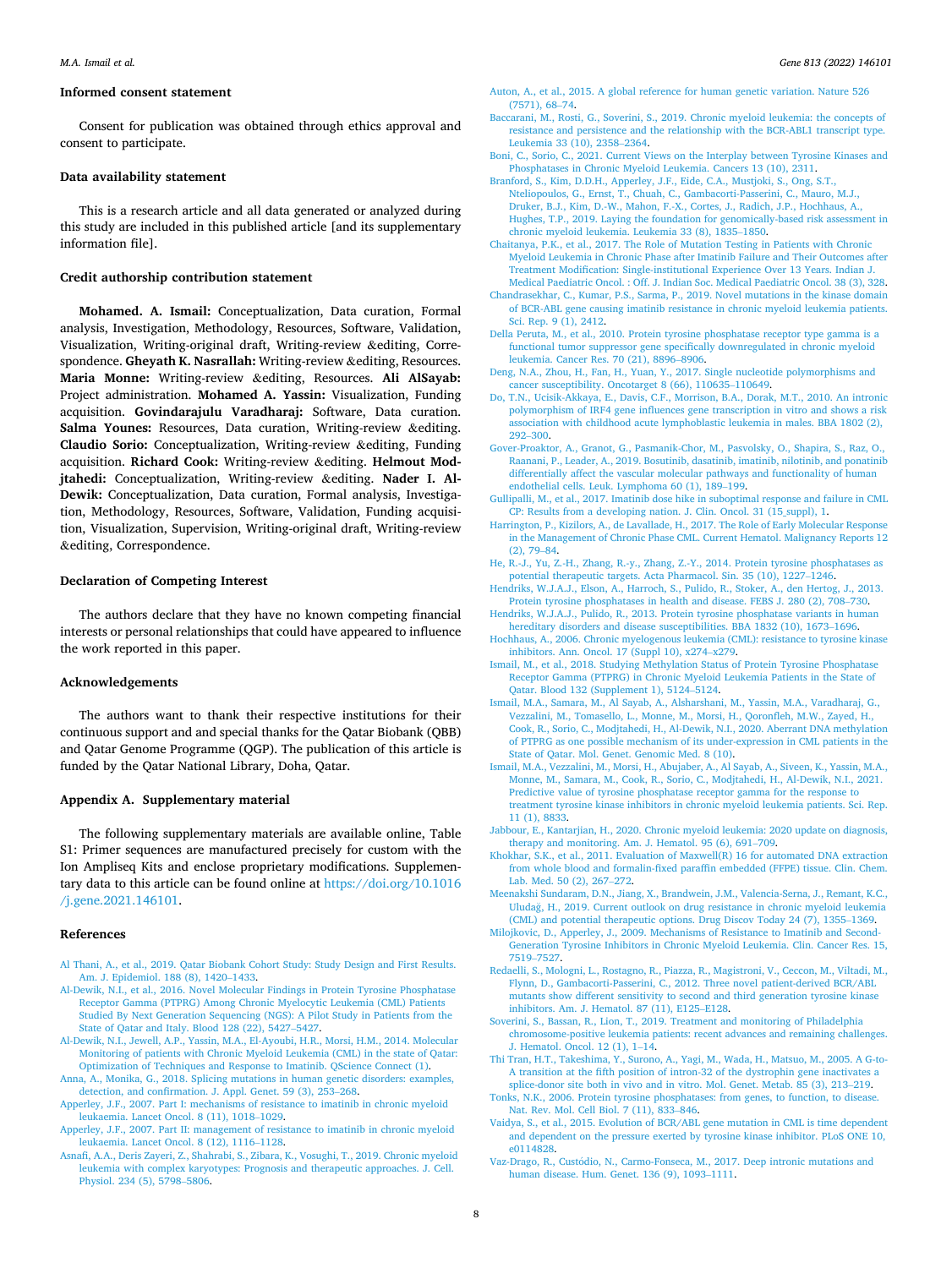## Informed consent statement

Consent for publication was obtained through ethics approval and consent to participate.

## Data availability statement

This is a research article and all data generated or analyzed during this study are included in this published article [and its supplementary information file].

## Credit authorship contribution statement

**Mohamed. A. Ismail:** Conceptualization, Data curation, Formal analysis, Investigation, Methodology, Resources, Software, Validation, Visualization, Writing-original draft, Writing-review &editing, Correspondence. **Gheyath K. Nasrallah:** Writing-review &editing, Resources. **Maria Monne:** Writing-review &editing, Resources. **Ali AlSayab:** Project administration. **Mohamed A. Yassin:** Visualization, Funding acquisition. **Govindarajulu Varadharaj:** Software, Data curation. **Salma Younes:** Resources, Data curation, Writing-review &editing. **Claudio Sorio:** Conceptualization, Writing-review &editing, Funding acquisition. **Richard Cook:** Writing-review &editing. **Helmout Modjtahedi:** Conceptualization, Writing-review &editing. **Nader I. Al-Dewik:** Conceptualization, Data curation, Formal analysis, Investigation, Methodology, Resources, Software, Validation, Funding acquisition, Visualization, Supervision, Writing-original draft, Writing-review &editing, Correspondence.

## Declaration of Competing Interest

The authors declare that they have no known competing financial interests or personal relationships that could have appeared to influence the work reported in this paper.

## Acknowledgements

The authors want to thank their respective institutions for their continuous support and and special thanks for the Qatar Biobank (QBB) and Qatar Genome Programme (QGP). The publication of this article is funded by the Qatar National Library, Doha, Qatar.

## Appendix A. Supplementary material

The following supplementary materials are available online, Table S1: Primer sequences are manufactured precisely for custom with the Ion Ampliseq Kits and enclose proprietary modifications. Supplementary data to this article can be found online at https://doi.org/10.1016/j.gene.2021.146101.

## References

Al Thani, A., et al., 2019. Qatar Biobank Cohort Study: Study Design and First Results. Am. J. Epidemiol. 188 (8), 1420–1433.

Al-Dewik, N.I., et al., 2016. Novel Molecular Findings in Protein Tyrosine Phosphatase Receptor Gamma (PTPRG) Among Chronic Myelocytic Leukemia (CML) Patients Studied By Next Generation Sequencing (NGS): A Pilot Study in Patients from the State of Qatar and Italy. Blood 128 (22), 5427–5427.

Al-Dewik, N.I., Jewell, A.P., Yassin, M.A., El-Ayoubi, H.R., Morsi, H.M., 2014. Molecular Monitoring of patients with Chronic Myeloid Leukemia (CML) in the state of Qatar: Optimization of Techniques and Response to Imatinib. QScience Connect (1).

Anna, A., Monika, G., 2018. Splicing mutations in human genetic disorders: examples, detection, and confirmation. J. Appl. Genet. 59 (3), 253–268.

Apperley, J.F., 2007. Part I: mechanisms of resistance to imatinib in chronic myeloid leukaemia. Lancet Oncol. 8 (11), 1018–1029.

Apperley, J.F., 2007. Part II: management of resistance to imatinib in chronic myeloid leukaemia. Lancet Oncol. 8 (12), 1116–1128.

Asnafi, A.A., Deris Zayeri, Z., Shahrabi, S., Zibara, K., Vosughi, T., 2019. Chronic myeloid leukemia with complex karyotypes: Prognosis and therapeutic approaches. J. Cell. Physiol. 234 (5), 5798–5806.

Auton, A., et al., 2015. A global reference for human genetic variation. Nature 526 (7571), 68–74.

Baccarani, M., Rosti, G., Soverini, S., 2019. Chronic myeloid leukemia: the concepts of resistance and persistence and the relationship with the BCR-ABL1 transcript type. Leukemia 33 (10), 2358–2364.

Boni, C., Sorio, C., 2021. Current Views on the Interplay between Tyrosine Kinases and Phosphatases in Chronic Myeloid Leukemia. Cancers 13 (10), 2311.

Branford, S., Kim, D.D.H., Apperley, J.F., Eide, C.A., Mustjoki, S., Ong, S.T., Nteliopoulos, G., Ernst, T., Chuah, C., Gambacorti-Passerini, C., Mauro, M.J., Druker, B.J., Kim, D.-W., Mahon, F.-X., Cortes, J., Radich, J.P., Hochhaus, A., Hughes, T.P., 2019. Laying the foundation for genomically-based risk assessment in chronic myeloid leukemia. Leukemia 33 (8), 1835–1850.

Chaitanya, P.K., et al., 2017. The Role of Mutation Testing in Patients with Chronic Myeloid Leukemia in Chronic Phase after Imatinib Failure and Their Outcomes after Treatment Modification: Single-institutional Experience Over 13 Years. Indian J. Medical Paediatric Oncol. : Off. J. Indian Soc. Medical Paediatric Oncol. 38 (3), 328.

Chandrasekhar, C., Kumar, P.S., Sarma, P., 2019. Novel mutations in the kinase domain of BCR-ABL gene causing imatinib resistance in chronic myeloid leukemia patients. Sci. Rep. 9 (1), 2412.

Della Peruta, M., et al., 2010. Protein tyrosine phosphatase receptor type gamma is a functional tumor suppressor gene specifically downregulated in chronic myeloid leukemia. Cancer Res. 70 (21), 8896–8906.

Deng, N.A., Zhou, H., Fan, H., Yuan, Y., 2017. Single nucleotide polymorphisms and cancer susceptibility. Oncotarget 8 (66), 110635–110649.

Do, T.N., Ucisik-Akkaya, E., Davis, C.F., Morrison, B.A., Dorak, M.T., 2010. An intronic polymorphism of IRF4 gene influences gene transcription in vitro and shows a risk association with childhood acute lymphoblastic leukemia in males. BBA 1802 (2), 292–300.

Gover-Proaktor, A., Granot, G., Pasmanik-Chor, M., Pasvolsky, O., Shapira, S., Raz, O., Raanani, P., Leader, A., 2019. Bosutinib, dasatinib, imatinib, nilotinib, and ponatinib differentially affect the vascular molecular pathways and functionality of human endothelial cells. Leuk. Lymphoma 60 (1), 189–199.

Gullipalli, M., et al., 2017. Imatinib dose hike in suboptimal response and failure in CML CP: Results from a developing nation. J. Clin. Oncol. 31 (15_suppl), 1.

Harrington, P., Kizilors, A., de Lavallade, H., 2017. The Role of Early Molecular Response in the Management of Chronic Phase CML. Current Hematol. Malignancy Reports 12 (2), 79–84.

He, R.-J., Yu, Z.-H., Zhang, R.-y., Zhang, Z.-Y., 2014. Protein tyrosine phosphatases as potential therapeutic targets. Acta Pharmacol. Sin. 35 (10), 1227–1246.

Hendriks, W.J.A.J., Elson, A., Harroch, S., Pulido, R., Stoker, A., den Hertog, J., 2013. Protein tyrosine phosphatases in health and disease. FEBS J. 280 (2), 708–730.

Hendriks, W.J.A.J., Pulido, R., 2013. Protein tyrosine phosphatase variants in human hereditary disorders and disease susceptibilities. BBA 1832 (10), 1673–1696.

Hochhaus, A., 2006. Chronic myelogenous leukemia (CML): resistance to tyrosine kinase inhibitors. Ann. Oncol. 17 (Suppl 10), x274–x279.

Ismail, M., et al., 2018. Studying Methylation Status of Protein Tyrosine Phosphatase Receptor Gamma (PTPRG) in Chronic Myeloid Leukemia Patients in the State of Qatar. Blood 132 (Supplement 1), 5124–5124.

Ismail, M.A., Samara, M., Al Sayab, A., Alsharshani, M., Yassin, M.A., Varadharaj, G., Vezzalini, M., Tomasello, L., Monne, M., Morsi, H., Qoronfleh, M.W., Zayed, H., Cook, R., Sorio, C., Modjtahedi, H., Al-Dewik, N.I., 2020. Aberrant DNA methylation of PTPRG as one possible mechanism of its under-expression in CML patients in the State of Qatar. Mol. Genet. Genomic Med. 8 (10).

Ismail, M.A., Vezzalini, M., Morsi, H., Abujaber, A., Al Sayab, A., Siveen, K., Yassin, M.A., Monne, M., Samara, M., Cook, R., Sorio, C., Modjtahedi, H., Al-Dewik, N.I., 2021. Predictive value of tyrosine phosphatase receptor gamma for the response to treatment tyrosine kinase inhibitors in chronic myeloid leukemia patients. Sci. Rep. 11 (1), 8833.

Jabbour, E., Kantarjian, H., 2020. Chronic myeloid leukemia: 2020 update on diagnosis, therapy and monitoring. Am. J. Hematol. 95 (6), 691–709.

Khokhar, S.K., et al., 2011. Evaluation of Maxwell(R) 16 for automated DNA extraction from whole blood and formalin-fixed paraffin embedded (FFPE) tissue. Clin. Chem. Lab. Med. 50 (2), 267–272.

Meenakshi Sundaram, D.N., Jiang, X., Brandwein, J.M., Valencia-Serna, J., Remant, K.C., Uludağ, H., 2019. Current outlook on drug resistance in chronic myeloid leukemia (CML) and potential therapeutic options. Drug Discov Today 24 (7), 1355–1369.

Milojkovic, D., Apperley, J., 2009. Mechanisms of Resistance to Imatinib and Second-Generation Tyrosine Inhibitors in Chronic Myeloid Leukemia. Clin. Cancer Res. 15, 7519–7527.

Redaelli, S., Mologni, L., Rostagno, R., Piazza, R., Magistroni, V., Ceccon, M., Viltadi, M., Flynn, D., Gambacorti-Passerini, C., 2012. Three novel patient-derived BCR/ABL mutants show different sensitivity to second and third generation tyrosine kinase inhibitors. Am. J. Hematol. 87 (11), E125–E128.

Soverini, S., Bassan, R., Lion, T., 2019. Treatment and monitoring of Philadelphia chromosome-positive leukemia patients: recent advances and remaining challenges. J. Hematol. Oncol. 12 (1), 1–14.

Thi Tran, H.T., Takeshima, Y., Surono, A., Yagi, M., Wada, H., Matsuo, M., 2005. A G-to-A transition at the fifth position of intron-32 of the dystrophin gene inactivates a splice-donor site both in vivo and in vitro. Mol. Genet. Metab. 85 (3), 213–219.

Tonks, N.K., 2006. Protein tyrosine phosphatases: from genes, to function, to disease. Nat. Rev. Mol. Cell Biol. 7 (11), 833–846.

Vaidya, S., et al., 2015. Evolution of BCR/ABL gene mutation in CML is time dependent and dependent on the pressure exerted by tyrosine kinase inhibitor. PLoS ONE 10, e0114828.

Vaz-Drago, R., Custódio, N., Carmo-Fonseca, M., 2017. Deep intronic mutations and human disease. Hum. Genet. 136 (9), 1093–1111.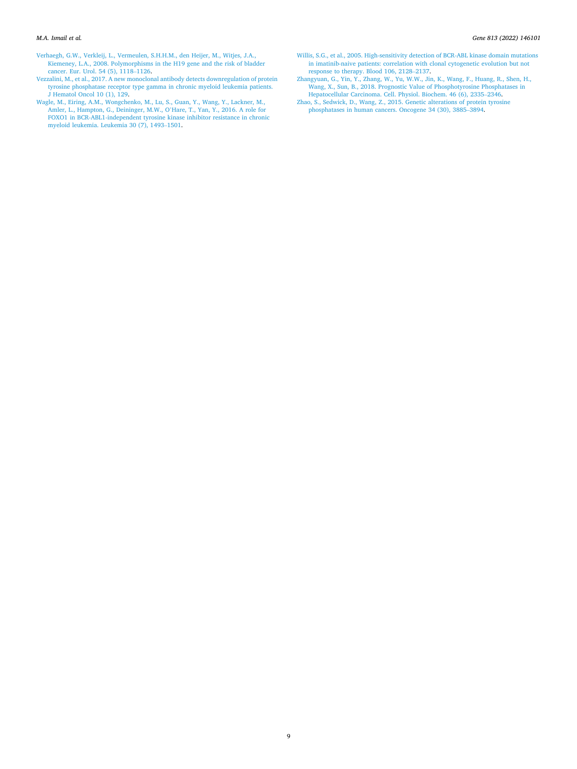Verhaegh, G.W., Verkleij, L., Vermeulen, S.H.H.M., den Heijer, M., Witjes, J.A., Kiemeney, L.A., 2008. Polymorphisms in the H19 gene and the risk of bladder cancer. Eur. Urol. 54 (5), 1118–1126.

Vezzalini, M., et al., 2017. A new monoclonal antibody detects downregulation of protein tyrosine phosphatase receptor type gamma in chronic myeloid leukemia patients. J Hematol Oncol 10 (1), 129.

Wagle, M., Eiring, A.M., Wongchenko, M., Lu, S., Guan, Y., Wang, Y., Lackner, M., Amler, L., Hampton, G., Deininger, M.W., O'Hare, T., Yan, Y., 2016. A role for FOXO1 in BCR-ABL1-independent tyrosine kinase inhibitor resistance in chronic myeloid leukemia. Leukemia 30 (7), 1493–1501.

Willis, S.G., et al., 2005. High-sensitivity detection of BCR-ABL kinase domain mutations in imatinib-naive patients: correlation with clonal cytogenetic evolution but not response to therapy. Blood 106, 2128–2137.

Zhangyuan, G., Yin, Y., Zhang, W., Yu, W.W., Jin, K., Wang, F., Huang, R., Shen, H., Wang, X., Sun, B., 2018. Prognostic Value of Phosphotyrosine Phosphatases in Hepatocellular Carcinoma. Cell. Physiol. Biochem. 46 (6), 2335–2346.

Zhao, S., Sedwick, D., Wang, Z., 2015. Genetic alterations of protein tyrosine phosphatases in human cancers. Oncogene 34 (30), 3885–3894.